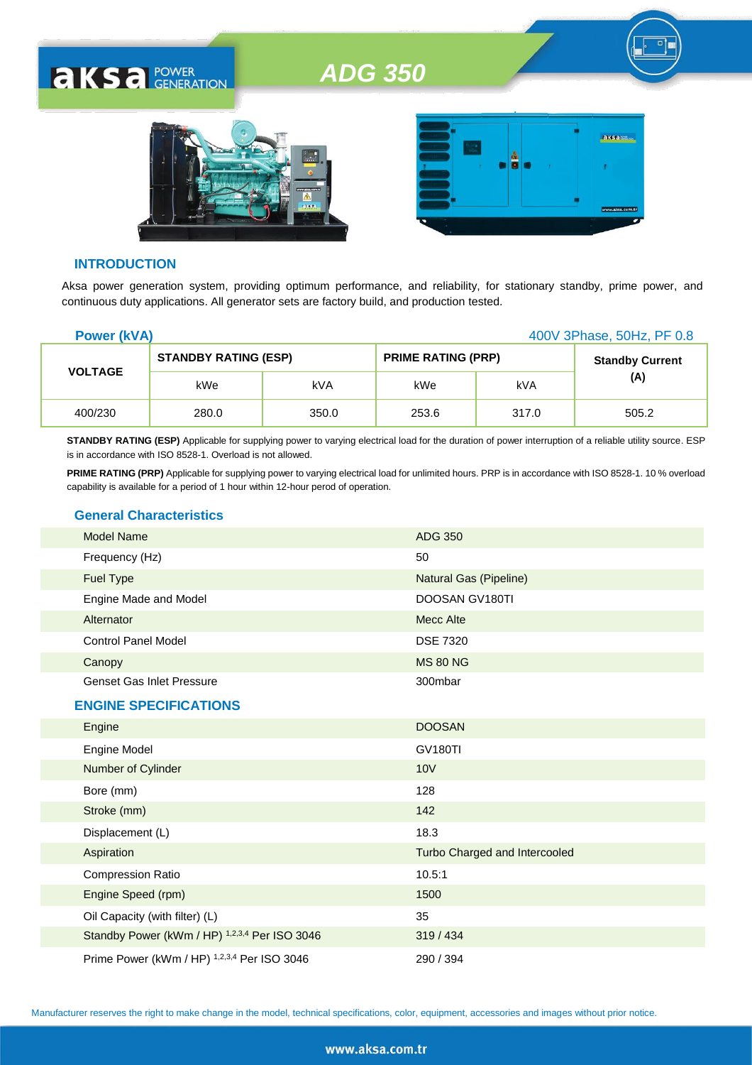# ADG 350

## INTRODUCTION

Aksa power generation system, providing optimum performance, and reliability, for stationary standby, prime power, and continuous duty applications. All generator sets are factory build, and production tested.

**Power (kVA)** 400V 3Phase, 50Hz, PF 0.8

| VOLTAGE | STANDBY RATING (ESP) | | PRIME RATING (PRP) | | Standby Current (A) |
|---|---|---|---|---|---|
| | kWe | kVA | kWe | kVA | |
| 400/230 | 280.0 | 350.0 | 253.6 | 317.0 | 505.2 |

**STANDBY RATING (ESP)** Applicable for supplying power to varying electrical load for the duration of power interruption of a reliable utility source. ESP is in accordance with ISO 8528-1. Overload is not allowed.

**PRIME RATING (PRP)** Applicable for supplying power to varying electrical load for unlimited hours. PRP is in accordance with ISO 8528-1. 10 % overload capability is available for a period of 1 hour within 12-hour perod of operation.

## General Characteristics

| | |
|---|---|
| Model Name | ADG 350 |
| Frequency (Hz) | 50 |
| Fuel Type | Natural Gas (Pipeline) |
| Engine Made and Model | DOOSAN GV180TI |
| Alternator | Mecc Alte |
| Control Panel Model | DSE 7320 |
| Canopy | MS 80 NG |
| Genset Gas Inlet Pressure | 300mbar |

## ENGINE SPECIFICATIONS

| | |
|---|---|
| Engine | DOOSAN |
| Engine Model | GV180TI |
| Number of Cylinder | 10V |
| Bore (mm) | 128 |
| Stroke (mm) | 142 |
| Displacement (L) | 18.3 |
| Aspiration | Turbo Charged and Intercooled |
| Compression Ratio | 10.5:1 |
| Engine Speed (rpm) | 1500 |
| Oil Capacity (with filter) (L) | 35 |
| Standby Power (kWm / HP) [1,2,3,4] Per ISO 3046 | 319 / 434 |
| Prime Power (kWm / HP) [1,2,3,4] Per ISO 3046 | 290 / 394 |

Manufacturer reserves the right to make change in the model, technical specifications, color, equipment, accessories and images without prior notice.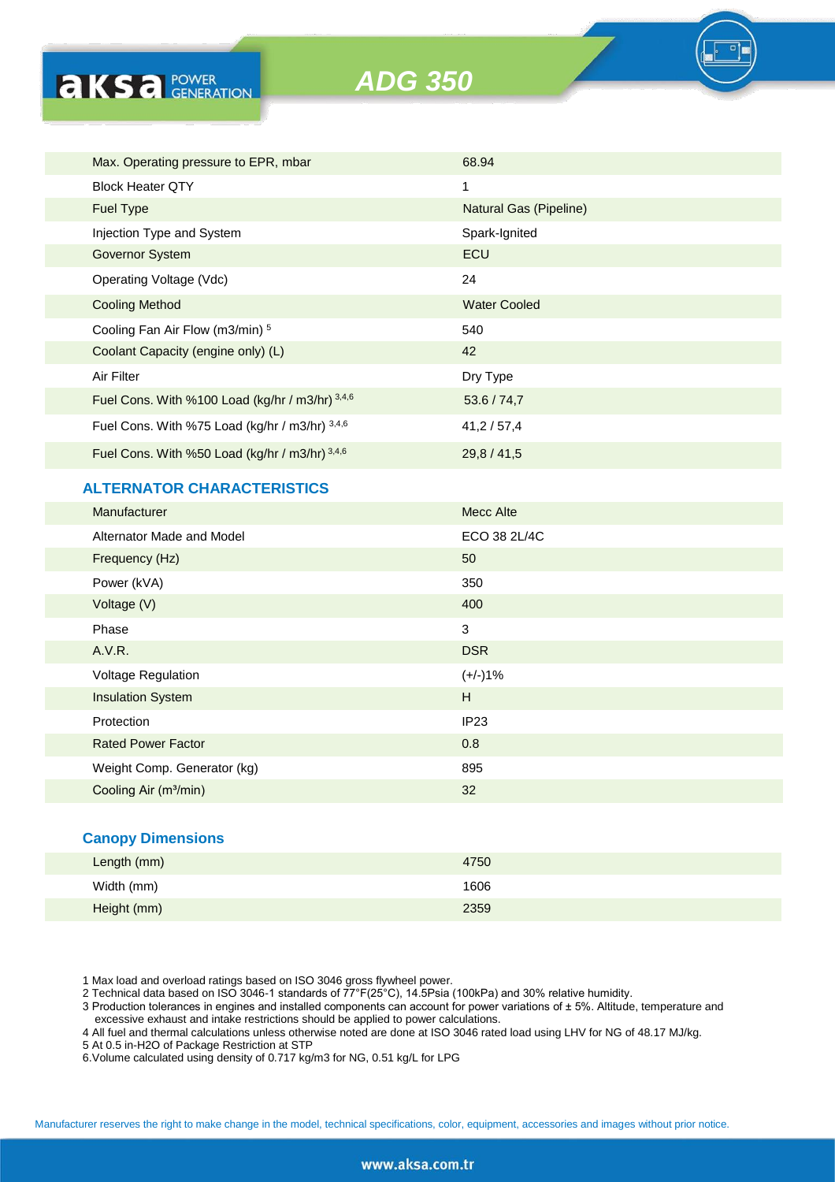# ADG 350

| | |
|---|---|
| Max. Operating pressure to EPR, mbar | 68.94 |
| Block Heater QTY | 1 |
| Fuel Type | Natural Gas (Pipeline) |
| Injection Type and System | Spark-Ignited |
| Governor System | ECU |
| Operating Voltage (Vdc) | 24 |
| Cooling Method | Water Cooled |
| Cooling Fan Air Flow (m3/min) [5] | 540 |
| Coolant Capacity (engine only) (L) | 42 |
| Air Filter | Dry Type |
| Fuel Cons. With %100 Load (kg/hr / m3/hr) [3,4,6] | 53.6 / 74,7 |
| Fuel Cons. With %75 Load (kg/hr / m3/hr) [3,4,6] | 41,2 / 57,4 |
| Fuel Cons. With %50 Load (kg/hr / m3/hr) [3,4,6] | 29,8 / 41,5 |

## ALTERNATOR CHARACTERISTICS

| | |
|---|---|
| Manufacturer | Mecc Alte |
| Alternator Made and Model | ECO 38 2L/4C |
| Frequency (Hz) | 50 |
| Power (kVA) | 350 |
| Voltage (V) | 400 |
| Phase | 3 |
| A.V.R. | DSR |
| Voltage Regulation | (+/-)1% |
| Insulation System | H |
| Protection | IP23 |
| Rated Power Factor | 0.8 |
| Weight Comp. Generator (kg) | 895 |
| Cooling Air (m³/min) | 32 |

## Canopy Dimensions

| | |
|---|---|
| Length (mm) | 4750 |
| Width (mm) | 1606 |
| Height (mm) | 2359 |

1 Max load and overload ratings based on ISO 3046 gross flywheel power.
2 Technical data based on ISO 3046-1 standards of 77°F(25°C), 14.5Psia (100kPa) and 30% relative humidity.
3 Production tolerances in engines and installed components can account for power variations of ± 5%. Altitude, temperature and excessive exhaust and intake restrictions should be applied to power calculations.
4 All fuel and thermal calculations unless otherwise noted are done at ISO 3046 rated load using LHV for NG of 48.17 MJ/kg.
5 At 0.5 in-H2O of Package Restriction at STP
6.Volume calculated using density of 0.717 kg/m3 for NG, 0.51 kg/L for LPG

Manufacturer reserves the right to make change in the model, technical specifications, color, equipment, accessories and images without prior notice.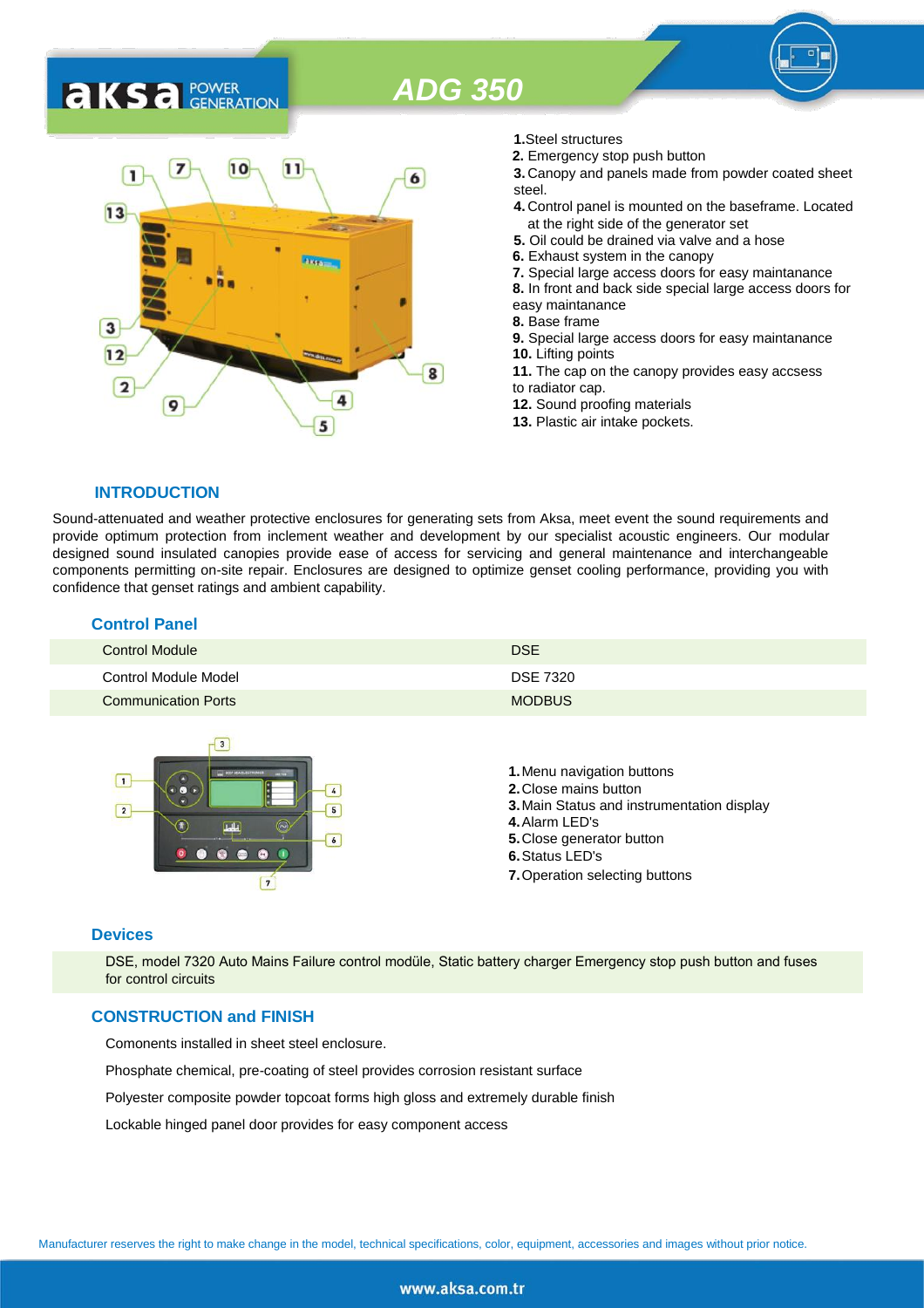# ADG 350

**1.**Steel structures
**2.** Emergency stop push button
**3.** Canopy and panels made from powder coated sheet steel.
**4.** Control panel is mounted on the baseframe. Located at the right side of the generator set
**5.** Oil could be drained via valve and a hose
**6.** Exhaust system in the canopy
**7.** Special large access doors for easy maintanance
**8.** In front and back side special large access doors for easy maintanance
**8.** Base frame
**9.** Special large access doors for easy maintanance
**10.** Lifting points
**11.** The cap on the canopy provides easy accsess to radiator cap.
**12.** Sound proofing materials
**13.** Plastic air intake pockets.

## INTRODUCTION

Sound-attenuated and weather protective enclosures for generating sets from Aksa, meet event the sound requirements and provide optimum protection from inclement weather and development by our specialist acoustic engineers. Our modular designed sound insulated canopies provide ease of access for servicing and general maintenance and interchangeable components permitting on-site repair. Enclosures are designed to optimize genset cooling performance, providing you with confidence that genset ratings and ambient capability.

## Control Panel

| | |
|---|---|
| Control Module | DSE |
| Control Module Model | DSE 7320 |
| Communication Ports | MODBUS |

**1.**Menu navigation buttons
**2.**Close mains button
**3.**Main Status and instrumentation display
**4.**Alarm LED's
**5.**Close generator button
**6.**Status LED's
**7.**Operation selecting buttons

## Devices

DSE, model 7320 Auto Mains Failure control modüle, Static battery charger Emergency stop push button and fuses for control circuits

## CONSTRUCTION and FINISH

Comonents installed in sheet steel enclosure.

Phosphate chemical, pre-coating of steel provides corrosion resistant surface

Polyester composite powder topcoat forms high gloss and extremely durable finish

Lockable hinged panel door provides for easy component access

Manufacturer reserves the right to make change in the model, technical specifications, color, equipment, accessories and images without prior notice.

www.aksa.com.tr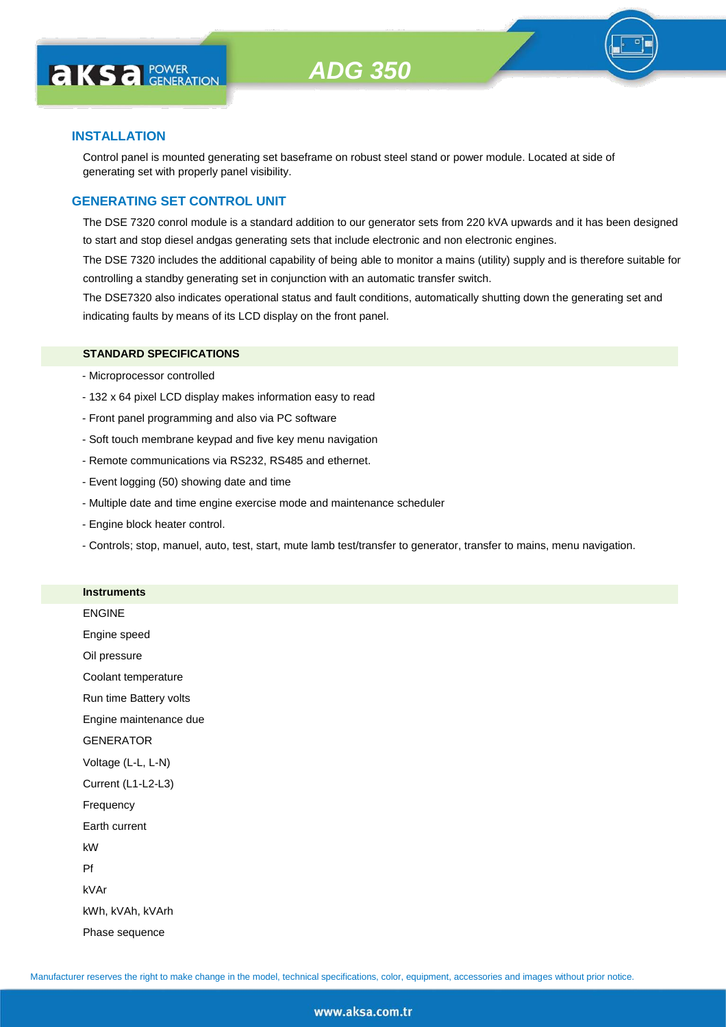## INSTALLATION

Control panel is mounted generating set baseframe on robust steel stand or power module. Located at side of generating set with properly panel visibility.

## GENERATING SET CONTROL UNIT

The DSE 7320 conrol module is a standard addition to our generator sets from 220 kVA upwards and it has been designed to start and stop diesel andgas generating sets that include electronic and non electronic engines.

The DSE 7320 includes the additional capability of being able to monitor a mains (utility) supply and is therefore suitable for controlling a standby generating set in conjunction with an automatic transfer switch.

The DSE7320 also indicates operational status and fault conditions, automatically shutting down the generating set and indicating faults by means of its LCD display on the front panel.

### STANDARD SPECIFICATIONS

- Microprocessor controlled
- 132 x 64 pixel LCD display makes information easy to read
- Front panel programming and also via PC software
- Soft touch membrane keypad and five key menu navigation
- Remote communications via RS232, RS485 and ethernet.
- Event logging (50) showing date and time
- Multiple date and time engine exercise mode and maintenance scheduler
- Engine block heater control.
- Controls; stop, manuel, auto, test, start, mute lamb test/transfer to generator, transfer to mains, menu navigation.

### Instruments

ENGINE

Engine speed

Oil pressure

Coolant temperature

Run time Battery volts

Engine maintenance due

GENERATOR

Voltage (L-L, L-N)

Current (L1-L2-L3)

Frequency

Earth current

kW

Pf

kVAr

kWh, kVAh, kVArh

Phase sequence

Manufacturer reserves the right to make change in the model, technical specifications, color, equipment, accessories and images without prior notice.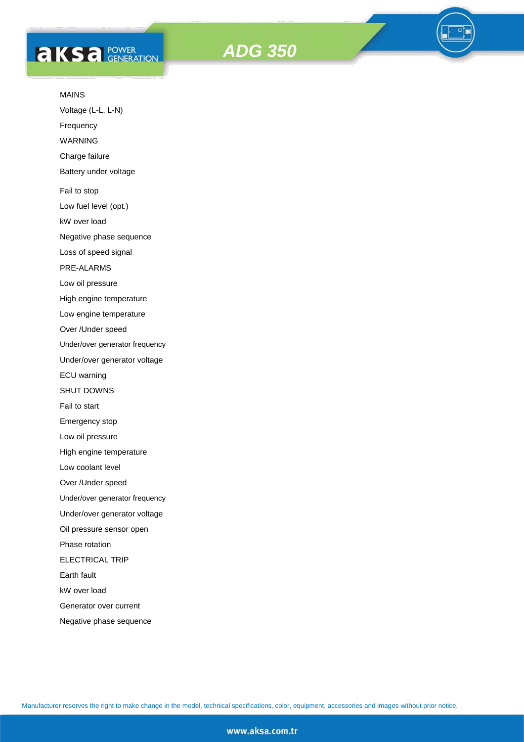# ADG 350

MAINS

Voltage (L-L, L-N)

Frequency

WARNING

Charge failure

Battery under voltage

Fail to stop

Low fuel level (opt.)

kW over load

Negative phase sequence

Loss of speed signal

PRE-ALARMS

Low oil pressure

High engine temperature

Low engine temperature

Over /Under speed

Under/over generator frequency

Under/over generator voltage

ECU warning

SHUT DOWNS

Fail to start

Emergency stop

Low oil pressure

High engine temperature

Low coolant level

Over /Under speed

Under/over generator frequency

Under/over generator voltage

Oil pressure sensor open

Phase rotation

ELECTRICAL TRIP

Earth fault

kW over load

Generator over current

Negative phase sequence

Manufacturer reserves the right to make change in the model, technical specifications, color, equipment, accessories and images without prior notice.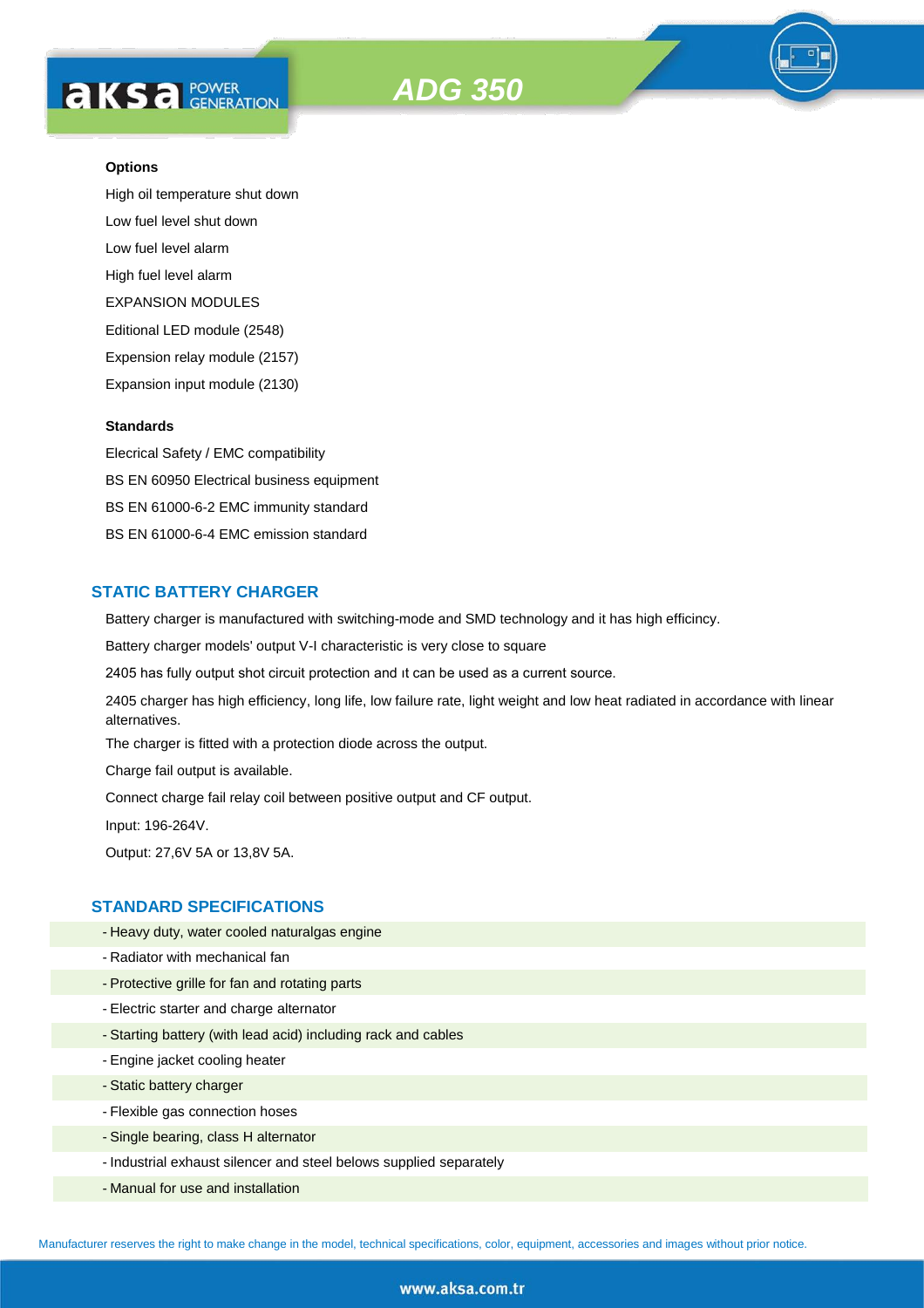### Options

High oil temperature shut down

Low fuel level shut down

Low fuel level alarm

High fuel level alarm

EXPANSION MODULES

Editional LED module (2548)

Expension relay module (2157)

Expansion input module (2130)

### Standards

Elecrical Safety / EMC compatibility

BS EN 60950 Electrical business equipment

BS EN 61000-6-2 EMC immunity standard

BS EN 61000-6-4 EMC emission standard

## STATIC BATTERY CHARGER

Battery charger is manufactured with switching-mode and SMD technology and it has high efficincy.

Battery charger models' output V-I characteristic is very close to square

2405 has fully output shot circuit protection and ıt can be used as a current source.

2405 charger has high efficiency, long life, low failure rate, light weight and low heat radiated in accordance with linear alternatives.

The charger is fitted with a protection diode across the output.

Charge fail output is available.

Connect charge fail relay coil between positive output and CF output.

Input: 196-264V.

Output: 27,6V 5A or 13,8V 5A.

## STANDARD SPECIFICATIONS

- Heavy duty, water cooled naturalgas engine
- Radiator with mechanical fan
- Protective grille for fan and rotating parts
- Electric starter and charge alternator
- Starting battery (with lead acid) including rack and cables
- Engine jacket cooling heater
- Static battery charger
- Flexible gas connection hoses
- Single bearing, class H alternator
- Industrial exhaust silencer and steel belows supplied separately
- Manual for use and installation

Manufacturer reserves the right to make change in the model, technical specifications, color, equipment, accessories and images without prior notice.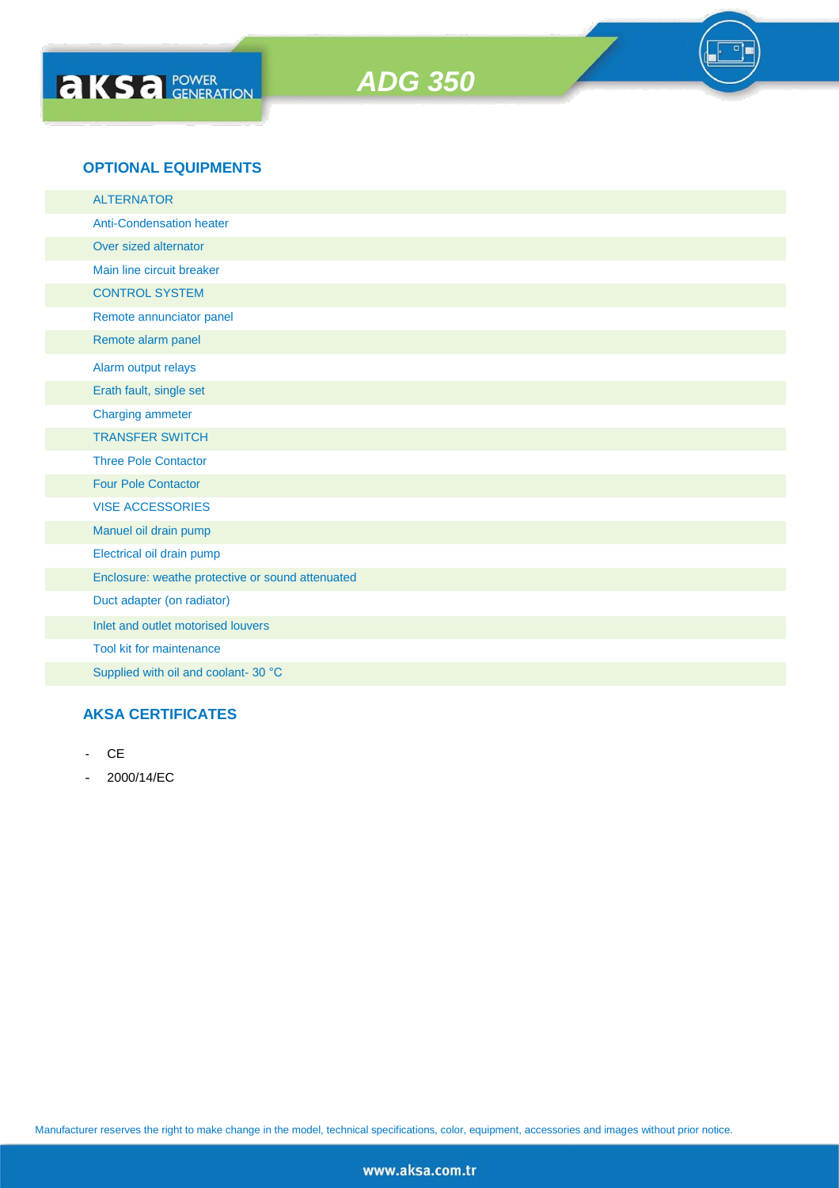## OPTIONAL EQUIPMENTS

| |
|---|
| ALTERNATOR |
| Anti-Condensation heater |
| Over sized alternator |
| Main line circuit breaker |
| CONTROL SYSTEM |
| Remote annunciator panel |
| Remote alarm panel |
| Alarm output relays |
| Erath fault, single set |
| Charging ammeter |
| TRANSFER SWITCH |
| Three Pole Contactor |
| Four Pole Contactor |
| VISE ACCESSORIES |
| Manuel oil drain pump |
| Electrical oil drain pump |
| Enclosure: weathe protective or sound attenuated |
| Duct adapter (on radiator) |
| Inlet and outlet motorised louvers |
| Tool kit for maintenance |
| Supplied with oil and coolant- 30 °C |

## AKSA CERTIFICATES

- CE
- 2000/14/EC

Manufacturer reserves the right to make change in the model, technical specifications, color, equipment, accessories and images without prior notice.